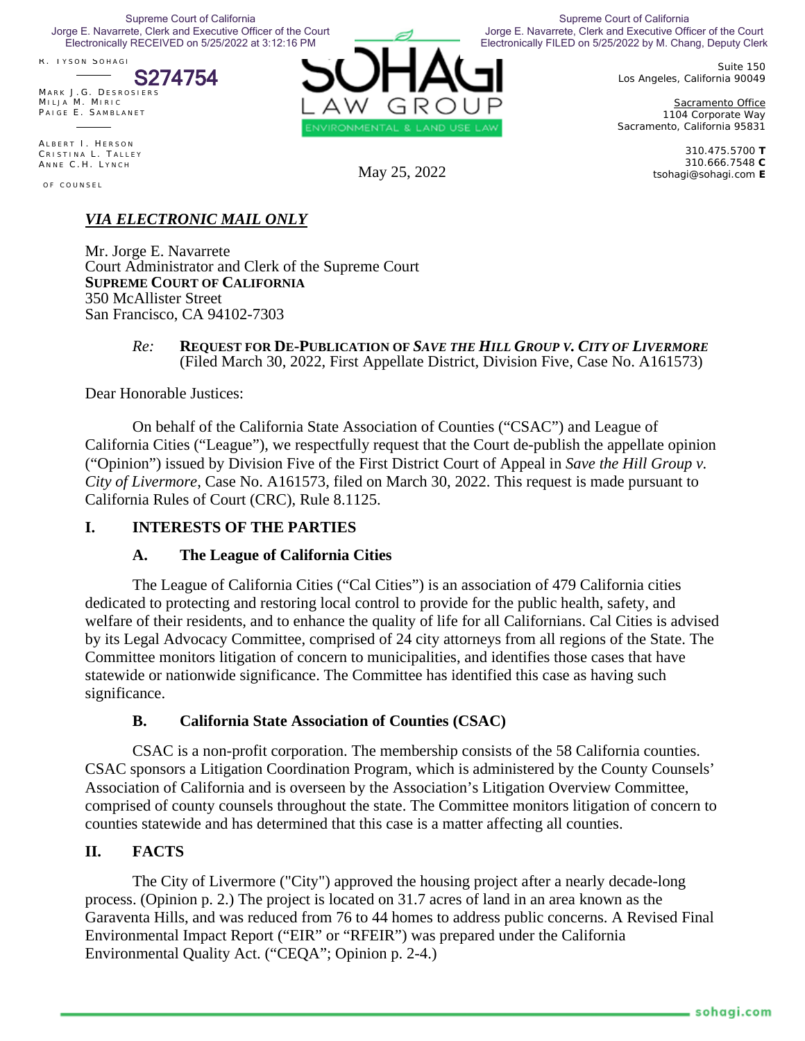Supreme Court of California
Jorge E. Navarrete, Clerk and Executive Officer of the Court
Electronically RECEIVED on 5/25/2022 at 3:12:16 PM

Supreme Court of California
Jorge E. Navarrete, Clerk and Executive Officer of the Court
Electronically FILED on 5/25/2022 by M. Chang, Deputy Clerk

S274754

R. TYSON SOHAGI

MARK J.G. DESROSIERS
MILJA M. MIRIC
PAIGE E. SAMBLANET

ALBERT I. HERSON
CRISTINA L. TALLEY
ANNE C.H. LYNCH

OF COUNSEL

SOHAGI LAW GROUP
ENVIRONMENTAL & LAND USE LAW

Suite 150
Los Angeles, California 90049

Sacramento Office
1104 Corporate Way
Sacramento, California 95831

310.475.5700 **T**
310.666.7548 **C**
tsohagi@sohagi.com **E**

May 25, 2022

***VIA ELECTRONIC MAIL ONLY***

Mr. Jorge E. Navarrete
Court Administrator and Clerk of the Supreme Court
**SUPREME COURT OF CALIFORNIA**
350 McAllister Street
San Francisco, CA 94102-7303

*Re:* **REQUEST FOR DE-PUBLICATION OF *SAVE THE HILL GROUP V. CITY OF LIVERMORE*** (Filed March 30, 2022, First Appellate District, Division Five, Case No. A161573)

Dear Honorable Justices:

On behalf of the California State Association of Counties ("CSAC") and League of California Cities ("League"), we respectfully request that the Court de-publish the appellate opinion ("Opinion") issued by Division Five of the First District Court of Appeal in *Save the Hill Group v. City of Livermore*, Case No. A161573, filed on March 30, 2022. This request is made pursuant to California Rules of Court (CRC), Rule 8.1125.

## I. INTERESTS OF THE PARTIES

### A. The League of California Cities

The League of California Cities ("Cal Cities") is an association of 479 California cities dedicated to protecting and restoring local control to provide for the public health, safety, and welfare of their residents, and to enhance the quality of life for all Californians. Cal Cities is advised by its Legal Advocacy Committee, comprised of 24 city attorneys from all regions of the State. The Committee monitors litigation of concern to municipalities, and identifies those cases that have statewide or nationwide significance. The Committee has identified this case as having such significance.

### B. California State Association of Counties (CSAC)

CSAC is a non-profit corporation. The membership consists of the 58 California counties. CSAC sponsors a Litigation Coordination Program, which is administered by the County Counsels' Association of California and is overseen by the Association's Litigation Overview Committee, comprised of county counsels throughout the state. The Committee monitors litigation of concern to counties statewide and has determined that this case is a matter affecting all counties.

## II. FACTS

The City of Livermore ("City") approved the housing project after a nearly decade-long process. (Opinion p. 2.) The project is located on 31.7 acres of land in an area known as the Garaventa Hills, and was reduced from 76 to 44 homes to address public concerns. A Revised Final Environmental Impact Report ("EIR" or "RFEIR") was prepared under the California Environmental Quality Act. ("CEQA"; Opinion p. 2-4.)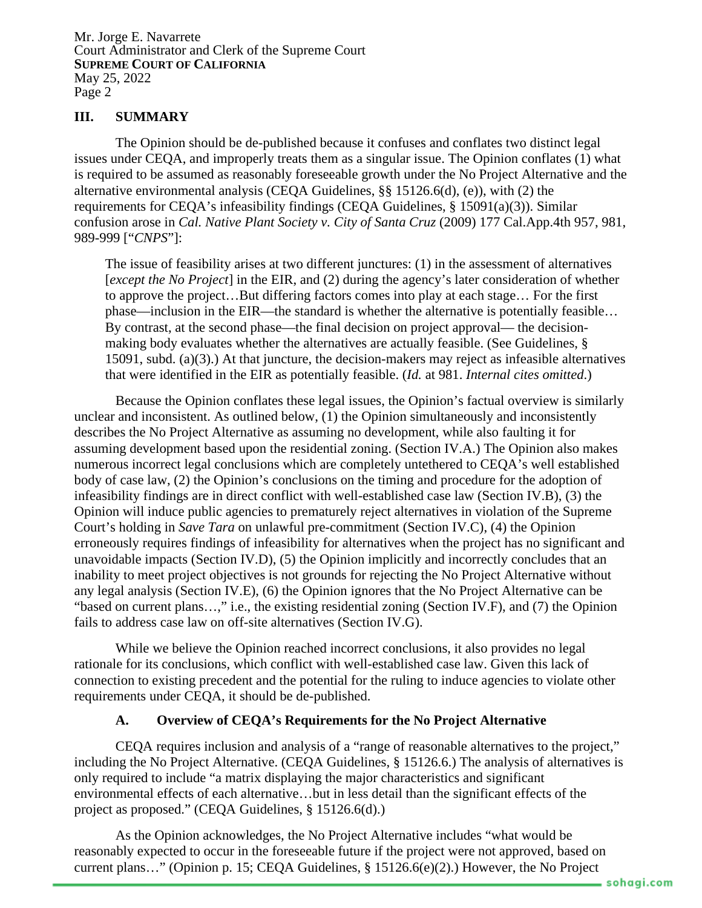## III. SUMMARY

The Opinion should be de-published because it confuses and conflates two distinct legal issues under CEQA, and improperly treats them as a singular issue. The Opinion conflates (1) what is required to be assumed as reasonably foreseeable growth under the No Project Alternative and the alternative environmental analysis (CEQA Guidelines, §§ 15126.6(d), (e)), with (2) the requirements for CEQA's infeasibility findings (CEQA Guidelines, § 15091(a)(3)). Similar confusion arose in *Cal. Native Plant Society v. City of Santa Cruz* (2009) 177 Cal.App.4th 957, 981, 989-999 ["*CNPS*"]:

> The issue of feasibility arises at two different junctures: (1) in the assessment of alternatives [*except the No Project*] in the EIR, and (2) during the agency's later consideration of whether to approve the project…But differing factors comes into play at each stage… For the first phase—inclusion in the EIR—the standard is whether the alternative is potentially feasible… By contrast, at the second phase—the final decision on project approval— the decision-making body evaluates whether the alternatives are actually feasible. (See Guidelines, § 15091, subd. (a)(3).) At that juncture, the decision-makers may reject as infeasible alternatives that were identified in the EIR as potentially feasible. (*Id.* at 981. *Internal cites omitted*.)

Because the Opinion conflates these legal issues, the Opinion's factual overview is similarly unclear and inconsistent. As outlined below, (1) the Opinion simultaneously and inconsistently describes the No Project Alternative as assuming no development, while also faulting it for assuming development based upon the residential zoning. (Section IV.A.) The Opinion also makes numerous incorrect legal conclusions which are completely untethered to CEQA's well established body of case law, (2) the Opinion's conclusions on the timing and procedure for the adoption of infeasibility findings are in direct conflict with well-established case law (Section IV.B), (3) the Opinion will induce public agencies to prematurely reject alternatives in violation of the Supreme Court's holding in *Save Tara* on unlawful pre-commitment (Section IV.C), (4) the Opinion erroneously requires findings of infeasibility for alternatives when the project has no significant and unavoidable impacts (Section IV.D), (5) the Opinion implicitly and incorrectly concludes that an inability to meet project objectives is not grounds for rejecting the No Project Alternative without any legal analysis (Section IV.E), (6) the Opinion ignores that the No Project Alternative can be "based on current plans…," i.e., the existing residential zoning (Section IV.F), and (7) the Opinion fails to address case law on off-site alternatives (Section IV.G).

While we believe the Opinion reached incorrect conclusions, it also provides no legal rationale for its conclusions, which conflict with well-established case law. Given this lack of connection to existing precedent and the potential for the ruling to induce agencies to violate other requirements under CEQA, it should be de-published.

### A. Overview of CEQA's Requirements for the No Project Alternative

CEQA requires inclusion and analysis of a "range of reasonable alternatives to the project," including the No Project Alternative. (CEQA Guidelines, § 15126.6.) The analysis of alternatives is only required to include "a matrix displaying the major characteristics and significant environmental effects of each alternative…but in less detail than the significant effects of the project as proposed." (CEQA Guidelines, § 15126.6(d).)

As the Opinion acknowledges, the No Project Alternative includes "what would be reasonably expected to occur in the foreseeable future if the project were not approved, based on current plans…" (Opinion p. 15; CEQA Guidelines, § 15126.6(e)(2).) However, the No Project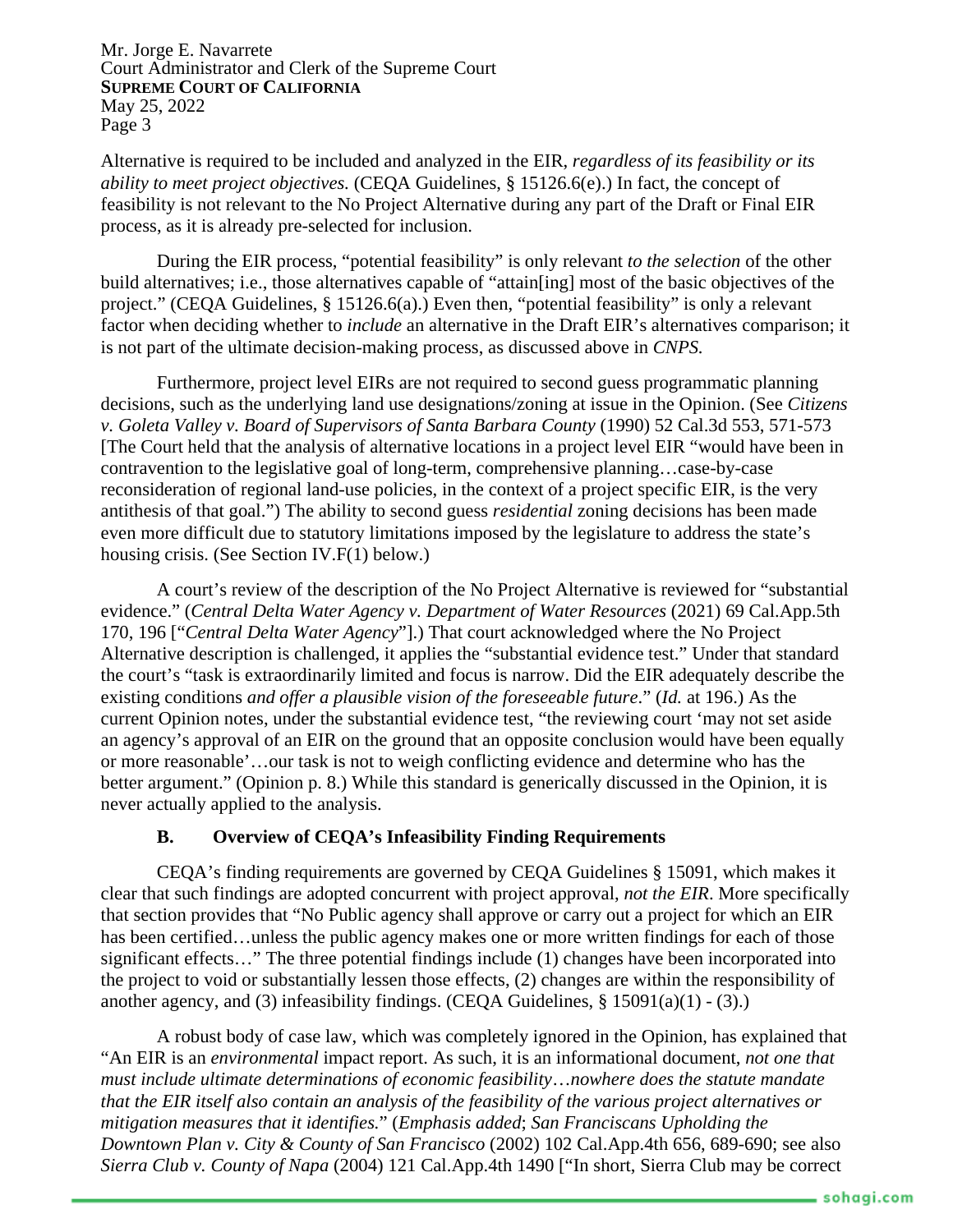Alternative is required to be included and analyzed in the EIR, *regardless of its feasibility or its ability to meet project objectives.* (CEQA Guidelines, § 15126.6(e).) In fact, the concept of feasibility is not relevant to the No Project Alternative during any part of the Draft or Final EIR process, as it is already pre-selected for inclusion.

During the EIR process, "potential feasibility" is only relevant *to the selection* of the other build alternatives; i.e., those alternatives capable of "attain[ing] most of the basic objectives of the project." (CEQA Guidelines, § 15126.6(a).) Even then, "potential feasibility" is only a relevant factor when deciding whether to *include* an alternative in the Draft EIR's alternatives comparison; it is not part of the ultimate decision-making process, as discussed above in *CNPS.*

Furthermore, project level EIRs are not required to second guess programmatic planning decisions, such as the underlying land use designations/zoning at issue in the Opinion. (See *Citizens v. Goleta Valley v. Board of Supervisors of Santa Barbara County* (1990) 52 Cal.3d 553, 571-573 [The Court held that the analysis of alternative locations in a project level EIR "would have been in contravention to the legislative goal of long-term, comprehensive planning…case-by-case reconsideration of regional land-use policies, in the context of a project specific EIR, is the very antithesis of that goal.") The ability to second guess *residential* zoning decisions has been made even more difficult due to statutory limitations imposed by the legislature to address the state's housing crisis. (See Section IV.F(1) below.)

A court's review of the description of the No Project Alternative is reviewed for "substantial evidence." (*Central Delta Water Agency v. Department of Water Resources* (2021) 69 Cal.App.5th 170, 196 ["*Central Delta Water Agency*"].) That court acknowledged where the No Project Alternative description is challenged, it applies the "substantial evidence test." Under that standard the court's "task is extraordinarily limited and focus is narrow. Did the EIR adequately describe the existing conditions *and offer a plausible vision of the foreseeable future*." (*Id.* at 196.) As the current Opinion notes, under the substantial evidence test, "the reviewing court 'may not set aside an agency's approval of an EIR on the ground that an opposite conclusion would have been equally or more reasonable'…our task is not to weigh conflicting evidence and determine who has the better argument." (Opinion p. 8.) While this standard is generically discussed in the Opinion, it is never actually applied to the analysis.

### B. Overview of CEQA's Infeasibility Finding Requirements

CEQA's finding requirements are governed by CEQA Guidelines § 15091, which makes it clear that such findings are adopted concurrent with project approval, *not the EIR*. More specifically that section provides that "No Public agency shall approve or carry out a project for which an EIR has been certified…unless the public agency makes one or more written findings for each of those significant effects…" The three potential findings include (1) changes have been incorporated into the project to void or substantially lessen those effects, (2) changes are within the responsibility of another agency, and (3) infeasibility findings. (CEQA Guidelines, § 15091(a)(1) - (3).)

A robust body of case law, which was completely ignored in the Opinion, has explained that "An EIR is an *environmental* impact report. As such, it is an informational document, *not one that must include ultimate determinations of economic feasibility*…*nowhere does the statute mandate that the EIR itself also contain an analysis of the feasibility of the various project alternatives or mitigation measures that it identifies.*" (*Emphasis added*; *San Franciscans Upholding the Downtown Plan v. City & County of San Francisco* (2002) 102 Cal.App.4th 656, 689-690; see also *Sierra Club v. County of Napa* (2004) 121 Cal.App.4th 1490 ["In short, Sierra Club may be correct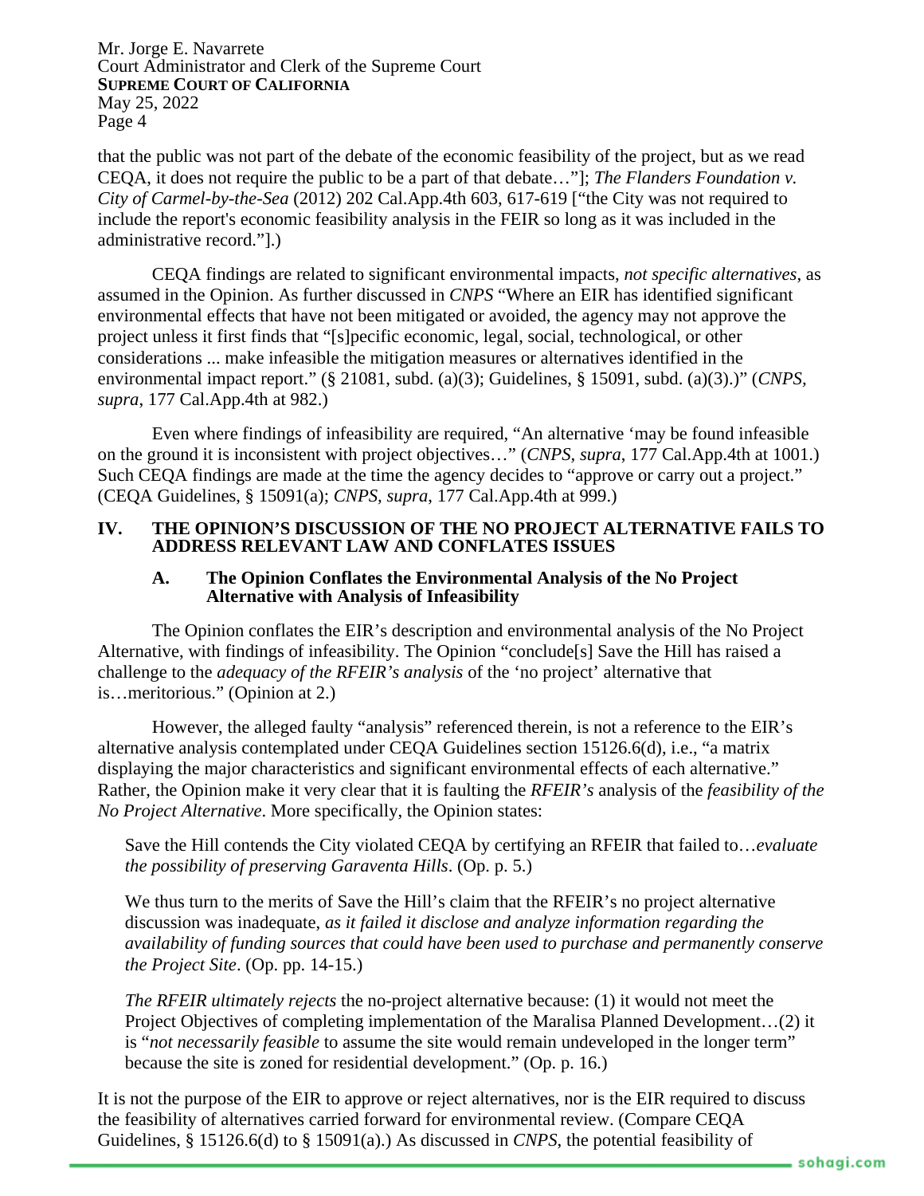that the public was not part of the debate of the economic feasibility of the project, but as we read CEQA, it does not require the public to be a part of that debate…"]; *The Flanders Foundation v. City of Carmel-by-the-Sea* (2012) 202 Cal.App.4th 603, 617-619 ["the City was not required to include the report's economic feasibility analysis in the FEIR so long as it was included in the administrative record."].)

CEQA findings are related to significant environmental impacts, *not specific alternatives*, as assumed in the Opinion. As further discussed in *CNPS* "Where an EIR has identified significant environmental effects that have not been mitigated or avoided, the agency may not approve the project unless it first finds that "[s]pecific economic, legal, social, technological, or other considerations ... make infeasible the mitigation measures or alternatives identified in the environmental impact report." (§ 21081, subd. (a)(3); Guidelines, § 15091, subd. (a)(3).)" (*CNPS, supra*, 177 Cal.App.4th at 982.)

Even where findings of infeasibility are required, "An alternative 'may be found infeasible on the ground it is inconsistent with project objectives…" (*CNPS, supra*, 177 Cal.App.4th at 1001.) Such CEQA findings are made at the time the agency decides to "approve or carry out a project." (CEQA Guidelines, § 15091(a); *CNPS, supra*, 177 Cal.App.4th at 999.)

## IV. THE OPINION'S DISCUSSION OF THE NO PROJECT ALTERNATIVE FAILS TO ADDRESS RELEVANT LAW AND CONFLATES ISSUES

### A. The Opinion Conflates the Environmental Analysis of the No Project Alternative with Analysis of Infeasibility

The Opinion conflates the EIR's description and environmental analysis of the No Project Alternative, with findings of infeasibility. The Opinion "conclude[s] Save the Hill has raised a challenge to the *adequacy of the RFEIR's analysis* of the 'no project' alternative that is…meritorious." (Opinion at 2.)

However, the alleged faulty "analysis" referenced therein, is not a reference to the EIR's alternative analysis contemplated under CEQA Guidelines section 15126.6(d), i.e., "a matrix displaying the major characteristics and significant environmental effects of each alternative." Rather, the Opinion make it very clear that it is faulting the *RFEIR's* analysis of the *feasibility of the No Project Alternative*. More specifically, the Opinion states:

> Save the Hill contends the City violated CEQA by certifying an RFEIR that failed to…*evaluate the possibility of preserving Garaventa Hills*. (Op. p. 5.)

> We thus turn to the merits of Save the Hill's claim that the RFEIR's no project alternative discussion was inadequate, *as it failed it disclose and analyze information regarding the availability of funding sources that could have been used to purchase and permanently conserve the Project Site*. (Op. pp. 14-15.)

> *The RFEIR ultimately rejects* the no-project alternative because: (1) it would not meet the Project Objectives of completing implementation of the Maralisa Planned Development…(2) it is "*not necessarily feasible* to assume the site would remain undeveloped in the longer term" because the site is zoned for residential development." (Op. p. 16.)

It is not the purpose of the EIR to approve or reject alternatives, nor is the EIR required to discuss the feasibility of alternatives carried forward for environmental review. (Compare CEQA Guidelines, § 15126.6(d) to § 15091(a).) As discussed in *CNPS*, the potential feasibility of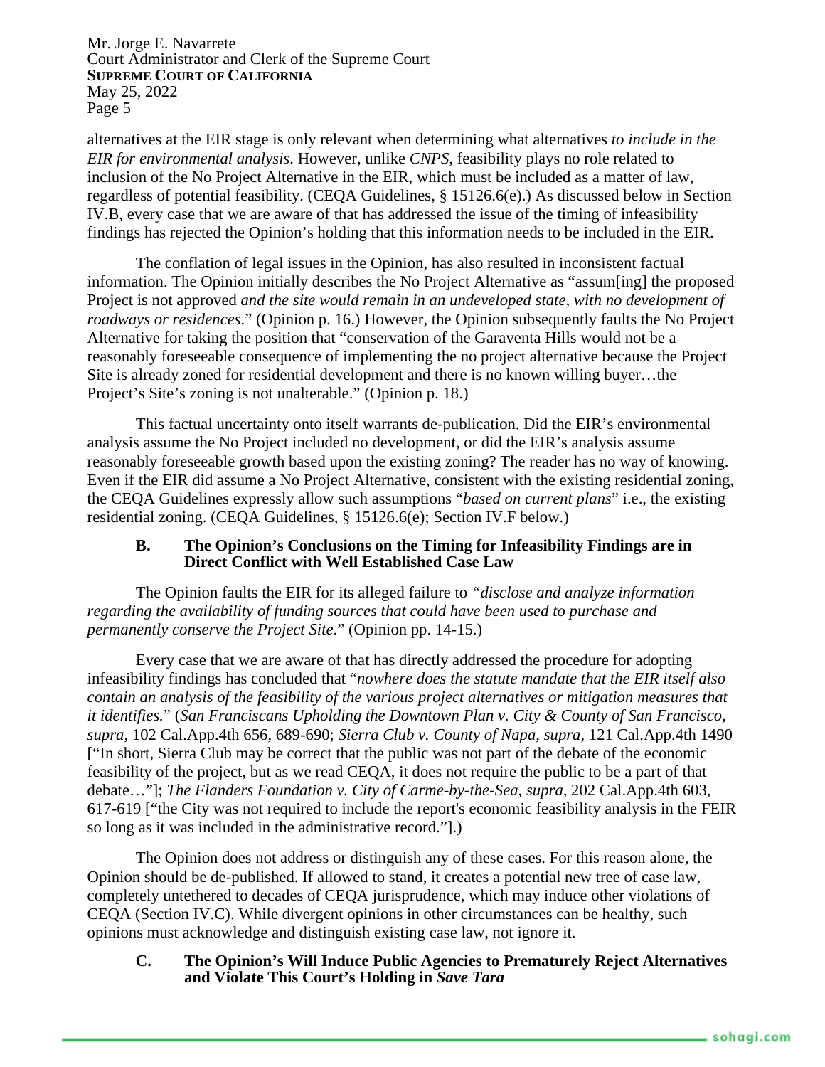alternatives at the EIR stage is only relevant when determining what alternatives *to include in the EIR for environmental analysis*. However, unlike *CNPS*, feasibility plays no role related to inclusion of the No Project Alternative in the EIR, which must be included as a matter of law, regardless of potential feasibility. (CEQA Guidelines, § 15126.6(e).) As discussed below in Section IV.B, every case that we are aware of that has addressed the issue of the timing of infeasibility findings has rejected the Opinion's holding that this information needs to be included in the EIR.

The conflation of legal issues in the Opinion, has also resulted in inconsistent factual information. The Opinion initially describes the No Project Alternative as "assum[ing] the proposed Project is not approved *and the site would remain in an undeveloped state, with no development of roadways or residences*." (Opinion p. 16.) However, the Opinion subsequently faults the No Project Alternative for taking the position that "conservation of the Garaventa Hills would not be a reasonably foreseeable consequence of implementing the no project alternative because the Project Site is already zoned for residential development and there is no known willing buyer…the Project's Site's zoning is not unalterable." (Opinion p. 18.)

This factual uncertainty onto itself warrants de-publication. Did the EIR's environmental analysis assume the No Project included no development, or did the EIR's analysis assume reasonably foreseeable growth based upon the existing zoning? The reader has no way of knowing. Even if the EIR did assume a No Project Alternative, consistent with the existing residential zoning, the CEQA Guidelines expressly allow such assumptions "*based on current plans*" i.e., the existing residential zoning. (CEQA Guidelines, § 15126.6(e); Section IV.F below.)

### B. The Opinion's Conclusions on the Timing for Infeasibility Findings are in Direct Conflict with Well Established Case Law

The Opinion faults the EIR for its alleged failure to *"disclose and analyze information regarding the availability of funding sources that could have been used to purchase and permanently conserve the Project Site*." (Opinion pp. 14-15.)

Every case that we are aware of that has directly addressed the procedure for adopting infeasibility findings has concluded that "*nowhere does the statute mandate that the EIR itself also contain an analysis of the feasibility of the various project alternatives or mitigation measures that it identifies.*" (*San Franciscans Upholding the Downtown Plan v. City & County of San Francisco, supra*, 102 Cal.App.4th 656, 689-690; *Sierra Club v. County of Napa*, *supra*, 121 Cal.App.4th 1490 ["In short, Sierra Club may be correct that the public was not part of the debate of the economic feasibility of the project, but as we read CEQA, it does not require the public to be a part of that debate…"]; *The Flanders Foundation v. City of Carme-by-the-Sea*, *supra*, 202 Cal.App.4th 603, 617-619 ["the City was not required to include the report's economic feasibility analysis in the FEIR so long as it was included in the administrative record."].)

The Opinion does not address or distinguish any of these cases. For this reason alone, the Opinion should be de-published. If allowed to stand, it creates a potential new tree of case law, completely untethered to decades of CEQA jurisprudence, which may induce other violations of CEQA (Section IV.C). While divergent opinions in other circumstances can be healthy, such opinions must acknowledge and distinguish existing case law, not ignore it.

### C. The Opinion's Will Induce Public Agencies to Prematurely Reject Alternatives and Violate This Court's Holding in *Save Tara*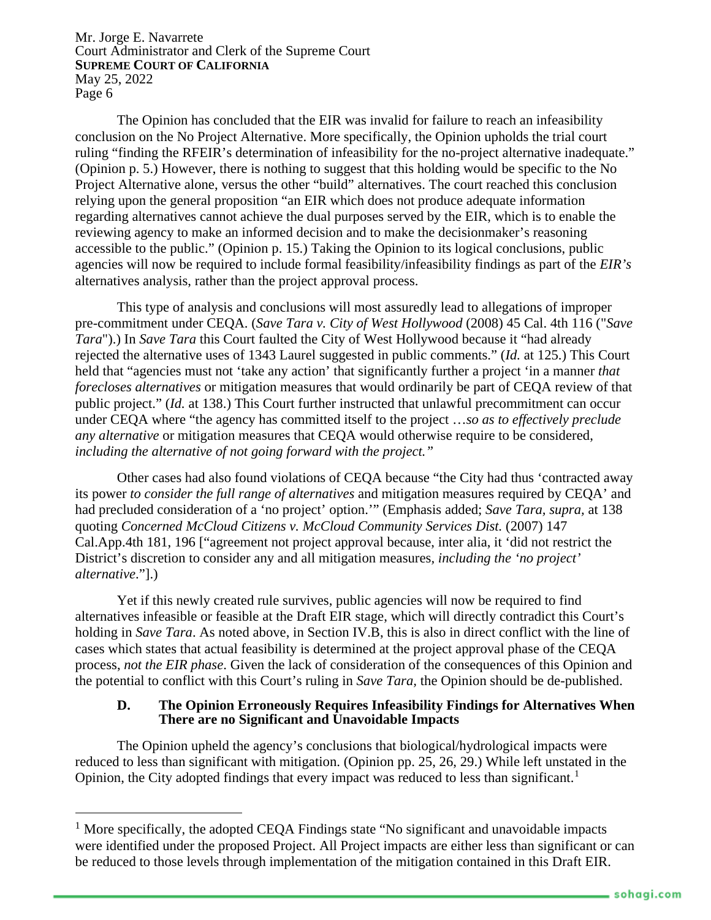The Opinion has concluded that the EIR was invalid for failure to reach an infeasibility conclusion on the No Project Alternative. More specifically, the Opinion upholds the trial court ruling "finding the RFEIR's determination of infeasibility for the no-project alternative inadequate." (Opinion p. 5.) However, there is nothing to suggest that this holding would be specific to the No Project Alternative alone, versus the other "build" alternatives. The court reached this conclusion relying upon the general proposition "an EIR which does not produce adequate information regarding alternatives cannot achieve the dual purposes served by the EIR, which is to enable the reviewing agency to make an informed decision and to make the decisionmaker's reasoning accessible to the public." (Opinion p. 15.) Taking the Opinion to its logical conclusions, public agencies will now be required to include formal feasibility/infeasibility findings as part of the *EIR's* alternatives analysis, rather than the project approval process.

This type of analysis and conclusions will most assuredly lead to allegations of improper pre-commitment under CEQA. (*Save Tara v. City of West Hollywood* (2008) 45 Cal. 4th 116 ("*Save Tara*").) In *Save Tara* this Court faulted the City of West Hollywood because it "had already rejected the alternative uses of 1343 Laurel suggested in public comments." (*Id.* at 125.) This Court held that "agencies must not 'take any action' that significantly further a project 'in a manner *that forecloses alternatives* or mitigation measures that would ordinarily be part of CEQA review of that public project." (*Id.* at 138.) This Court further instructed that unlawful precommitment can occur under CEQA where "the agency has committed itself to the project …*so as to effectively preclude any alternative* or mitigation measures that CEQA would otherwise require to be considered, *including the alternative of not going forward with the project."*

Other cases had also found violations of CEQA because "the City had thus 'contracted away its power *to consider the full range of alternatives* and mitigation measures required by CEQA' and had precluded consideration of a 'no project' option.'" (Emphasis added; *Save Tara*, *supra*, at 138 quoting *Concerned McCloud Citizens v. McCloud Community Services Dist.* (2007) 147 Cal.App.4th 181, 196 ["agreement not project approval because, inter alia, it 'did not restrict the District's discretion to consider any and all mitigation measures, *including the 'no project' alternative*."].)

Yet if this newly created rule survives, public agencies will now be required to find alternatives infeasible or feasible at the Draft EIR stage, which will directly contradict this Court's holding in *Save Tara*. As noted above, in Section IV.B, this is also in direct conflict with the line of cases which states that actual feasibility is determined at the project approval phase of the CEQA process, *not the EIR phase*. Given the lack of consideration of the consequences of this Opinion and the potential to conflict with this Court's ruling in *Save Tara*, the Opinion should be de-published.

### D. The Opinion Erroneously Requires Infeasibility Findings for Alternatives When There are no Significant and Unavoidable Impacts

The Opinion upheld the agency's conclusions that biological/hydrological impacts were reduced to less than significant with mitigation. (Opinion pp. 25, 26, 29.) While left unstated in the Opinion, the City adopted findings that every impact was reduced to less than significant.[1]

[1] More specifically, the adopted CEQA Findings state "No significant and unavoidable impacts were identified under the proposed Project. All Project impacts are either less than significant or can be reduced to those levels through implementation of the mitigation contained in this Draft EIR.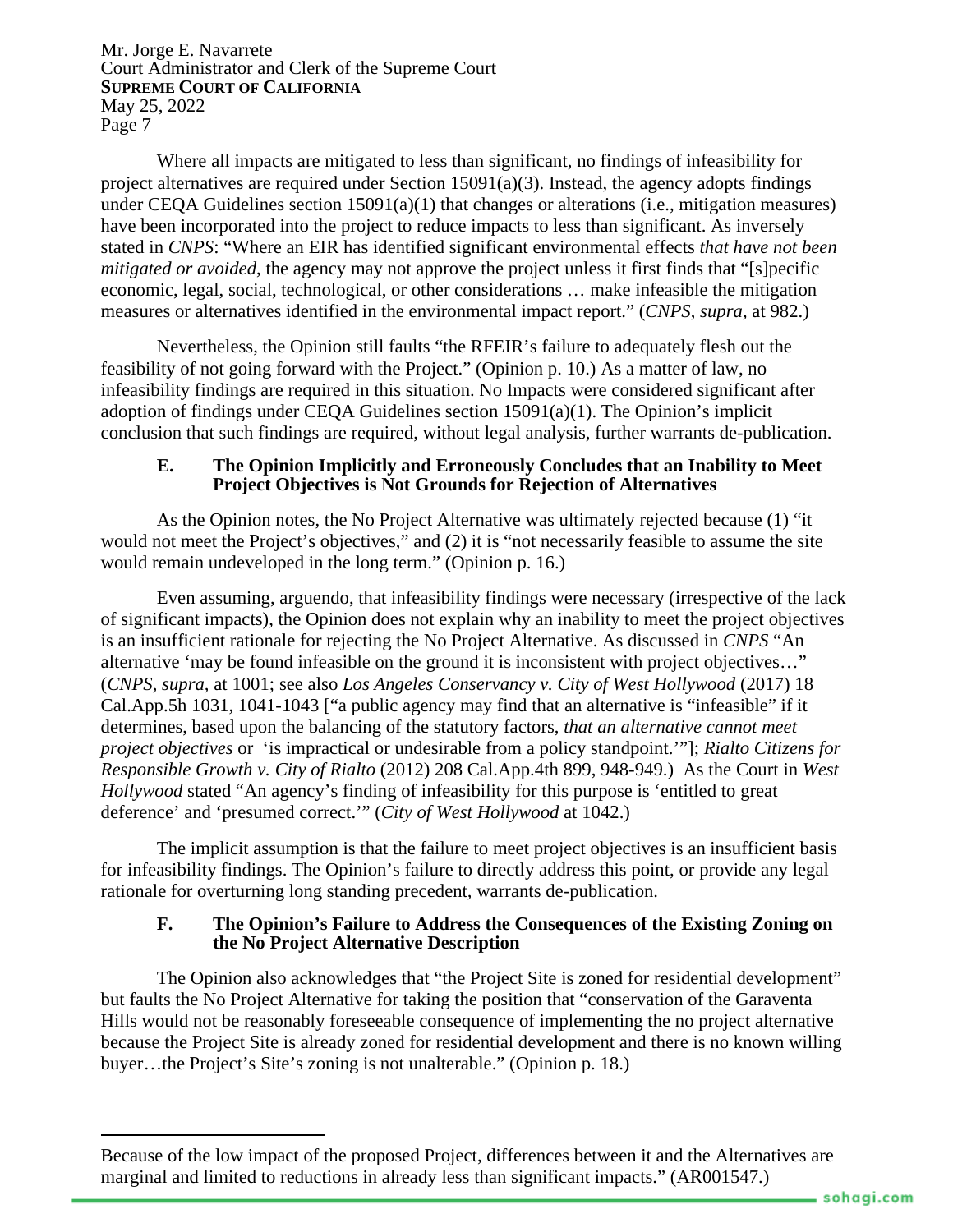Where all impacts are mitigated to less than significant, no findings of infeasibility for project alternatives are required under Section 15091(a)(3). Instead, the agency adopts findings under CEQA Guidelines section 15091(a)(1) that changes or alterations (i.e., mitigation measures) have been incorporated into the project to reduce impacts to less than significant. As inversely stated in *CNPS*: "Where an EIR has identified significant environmental effects *that have not been mitigated or avoided*, the agency may not approve the project unless it first finds that "[s]pecific economic, legal, social, technological, or other considerations … make infeasible the mitigation measures or alternatives identified in the environmental impact report." (*CNPS*, *supra*, at 982.)

Nevertheless, the Opinion still faults "the RFEIR's failure to adequately flesh out the feasibility of not going forward with the Project." (Opinion p. 10.) As a matter of law, no infeasibility findings are required in this situation. No Impacts were considered significant after adoption of findings under CEQA Guidelines section 15091(a)(1). The Opinion's implicit conclusion that such findings are required, without legal analysis, further warrants de-publication.

### E. The Opinion Implicitly and Erroneously Concludes that an Inability to Meet Project Objectives is Not Grounds for Rejection of Alternatives

As the Opinion notes, the No Project Alternative was ultimately rejected because (1) "it would not meet the Project's objectives," and (2) it is "not necessarily feasible to assume the site would remain undeveloped in the long term." (Opinion p. 16.)

Even assuming, arguendo, that infeasibility findings were necessary (irrespective of the lack of significant impacts), the Opinion does not explain why an inability to meet the project objectives is an insufficient rationale for rejecting the No Project Alternative. As discussed in *CNPS* "An alternative 'may be found infeasible on the ground it is inconsistent with project objectives…" (*CNPS, supra,* at 1001; see also *Los Angeles Conservancy v. City of West Hollywood* (2017) 18 Cal.App.5h 1031, 1041-1043 ["a public agency may find that an alternative is "infeasible" if it determines, based upon the balancing of the statutory factors, *that an alternative cannot meet project objectives* or 'is impractical or undesirable from a policy standpoint.'"]; *Rialto Citizens for Responsible Growth v. City of Rialto* (2012) 208 Cal.App.4th 899, 948-949.) As the Court in *West Hollywood* stated "An agency's finding of infeasibility for this purpose is 'entitled to great deference' and 'presumed correct.'" (*City of West Hollywood* at 1042.)

The implicit assumption is that the failure to meet project objectives is an insufficient basis for infeasibility findings. The Opinion's failure to directly address this point, or provide any legal rationale for overturning long standing precedent, warrants de-publication.

### F. The Opinion's Failure to Address the Consequences of the Existing Zoning on the No Project Alternative Description

The Opinion also acknowledges that "the Project Site is zoned for residential development" but faults the No Project Alternative for taking the position that "conservation of the Garaventa Hills would not be reasonably foreseeable consequence of implementing the no project alternative because the Project Site is already zoned for residential development and there is no known willing buyer…the Project's Site's zoning is not unalterable." (Opinion p. 18.)

---

Because of the low impact of the proposed Project, differences between it and the Alternatives are marginal and limited to reductions in already less than significant impacts." (AR001547.)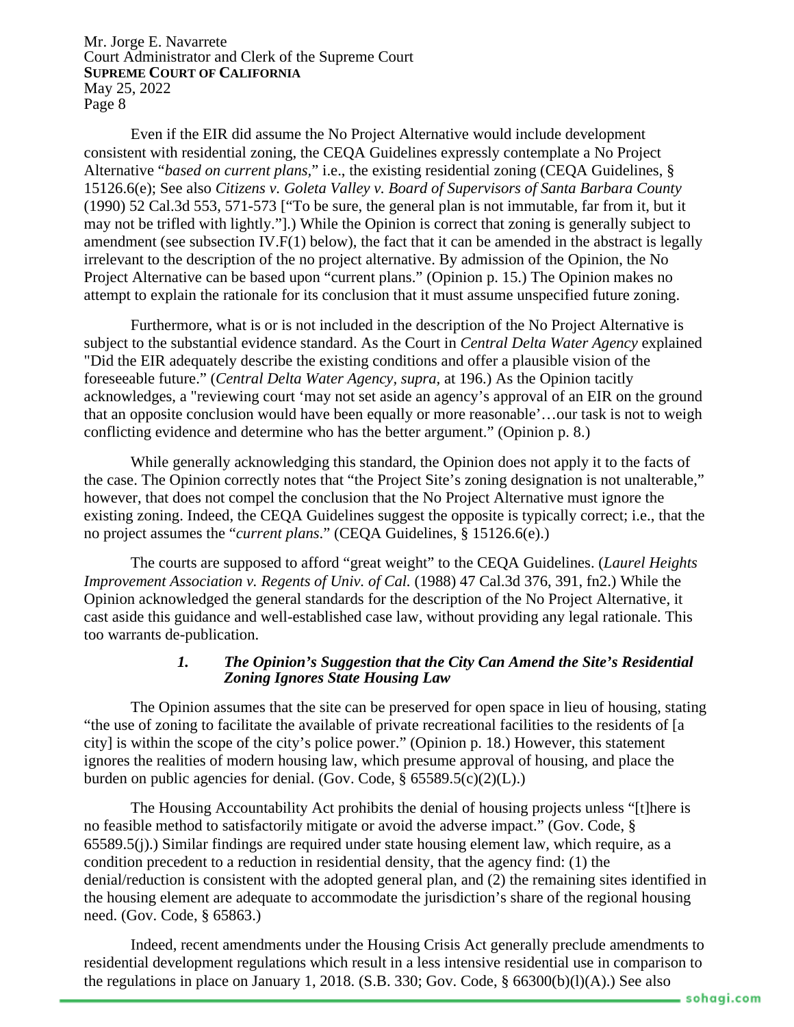Even if the EIR did assume the No Project Alternative would include development consistent with residential zoning, the CEQA Guidelines expressly contemplate a No Project Alternative "*based on current plans,*" i.e., the existing residential zoning (CEQA Guidelines, § 15126.6(e); See also *Citizens v. Goleta Valley v. Board of Supervisors of Santa Barbara County* (1990) 52 Cal.3d 553, 571-573 ["To be sure, the general plan is not immutable, far from it, but it may not be trifled with lightly."].) While the Opinion is correct that zoning is generally subject to amendment (see subsection IV.F(1) below), the fact that it can be amended in the abstract is legally irrelevant to the description of the no project alternative. By admission of the Opinion, the No Project Alternative can be based upon "current plans." (Opinion p. 15.) The Opinion makes no attempt to explain the rationale for its conclusion that it must assume unspecified future zoning.

Furthermore, what is or is not included in the description of the No Project Alternative is subject to the substantial evidence standard. As the Court in *Central Delta Water Agency* explained "Did the EIR adequately describe the existing conditions and offer a plausible vision of the foreseeable future." (*Central Delta Water Agency*, *supra,* at 196.) As the Opinion tacitly acknowledges, a "reviewing court 'may not set aside an agency's approval of an EIR on the ground that an opposite conclusion would have been equally or more reasonable'…our task is not to weigh conflicting evidence and determine who has the better argument." (Opinion p. 8.)

While generally acknowledging this standard, the Opinion does not apply it to the facts of the case. The Opinion correctly notes that "the Project Site's zoning designation is not unalterable," however, that does not compel the conclusion that the No Project Alternative must ignore the existing zoning. Indeed, the CEQA Guidelines suggest the opposite is typically correct; i.e., that the no project assumes the "*current plans*." (CEQA Guidelines, § 15126.6(e).)

The courts are supposed to afford "great weight" to the CEQA Guidelines. (*Laurel Heights Improvement Association v. Regents of Univ. of Cal.* (1988) 47 Cal.3d 376, 391, fn2.) While the Opinion acknowledged the general standards for the description of the No Project Alternative, it cast aside this guidance and well-established case law, without providing any legal rationale. This too warrants de-publication.

#### *1. The Opinion's Suggestion that the City Can Amend the Site's Residential Zoning Ignores State Housing Law*

The Opinion assumes that the site can be preserved for open space in lieu of housing, stating "the use of zoning to facilitate the available of private recreational facilities to the residents of [a city] is within the scope of the city's police power." (Opinion p. 18.) However, this statement ignores the realities of modern housing law, which presume approval of housing, and place the burden on public agencies for denial. (Gov. Code, § 65589.5(c)(2)(L).)

The Housing Accountability Act prohibits the denial of housing projects unless "[t]here is no feasible method to satisfactorily mitigate or avoid the adverse impact." (Gov. Code, § 65589.5(j).) Similar findings are required under state housing element law, which require, as a condition precedent to a reduction in residential density, that the agency find: (1) the denial/reduction is consistent with the adopted general plan, and (2) the remaining sites identified in the housing element are adequate to accommodate the jurisdiction's share of the regional housing need. (Gov. Code, § 65863.)

Indeed, recent amendments under the Housing Crisis Act generally preclude amendments to residential development regulations which result in a less intensive residential use in comparison to the regulations in place on January 1, 2018. (S.B. 330; Gov. Code, § 66300(b)(l)(A).) See also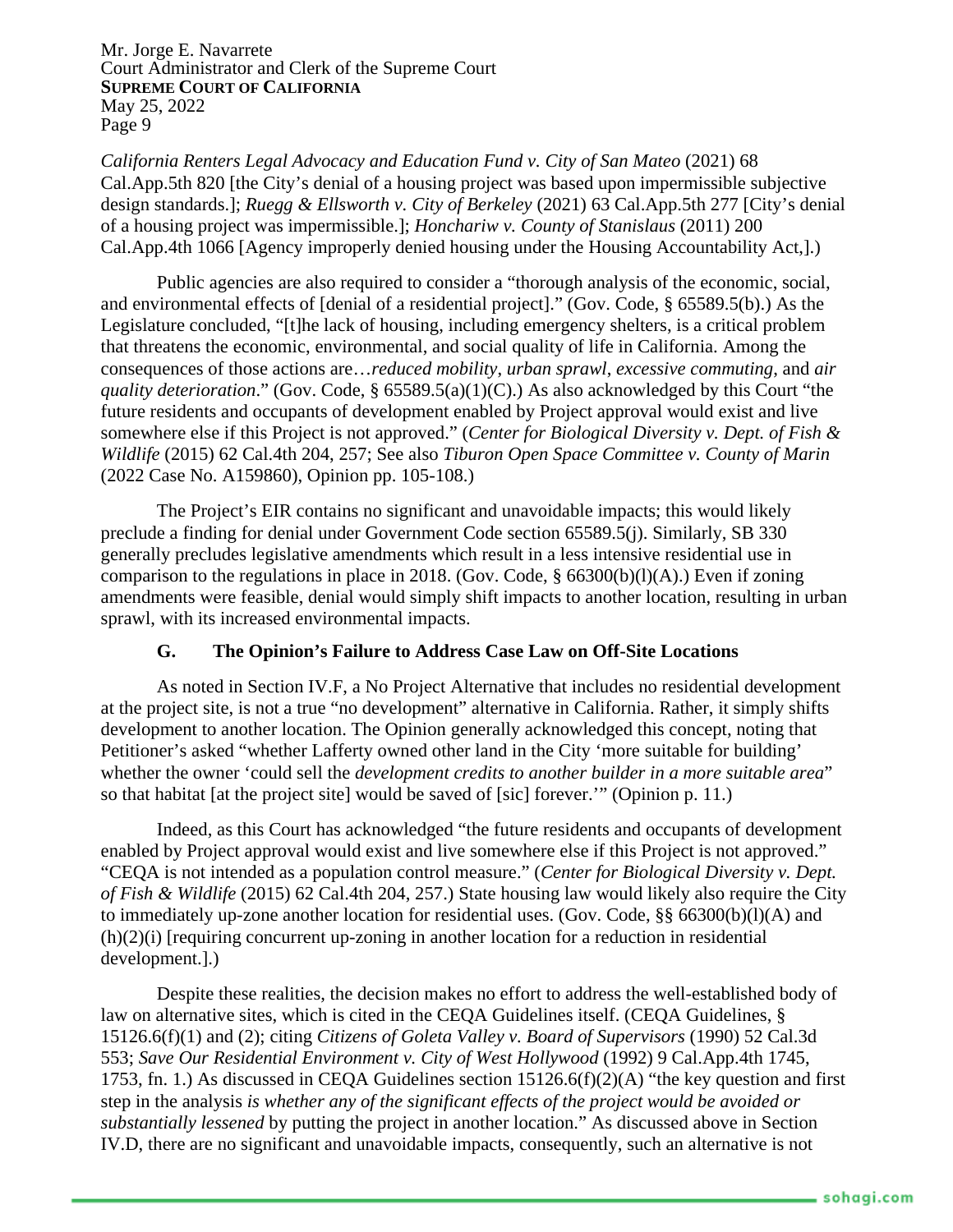*California Renters Legal Advocacy and Education Fund v. City of San Mateo* (2021) 68 Cal.App.5th 820 [the City's denial of a housing project was based upon impermissible subjective design standards.]; *Ruegg & Ellsworth v. City of Berkeley* (2021) 63 Cal.App.5th 277 [City's denial of a housing project was impermissible.]; *Honchariw v. County of Stanislaus* (2011) 200 Cal.App.4th 1066 [Agency improperly denied housing under the Housing Accountability Act,].)

Public agencies are also required to consider a "thorough analysis of the economic, social, and environmental effects of [denial of a residential project]." (Gov. Code, § 65589.5(b).) As the Legislature concluded, "[t]he lack of housing, including emergency shelters, is a critical problem that threatens the economic, environmental, and social quality of life in California. Among the consequences of those actions are…*reduced mobility*, *urban sprawl*, *excessive commuting*, and *air quality deterioration*." (Gov. Code, § 65589.5(a)(1)(C).) As also acknowledged by this Court "the future residents and occupants of development enabled by Project approval would exist and live somewhere else if this Project is not approved." (*Center for Biological Diversity v. Dept. of Fish & Wildlife* (2015) 62 Cal.4th 204, 257; See also *Tiburon Open Space Committee v. County of Marin* (2022 Case No. A159860), Opinion pp. 105-108.)

The Project's EIR contains no significant and unavoidable impacts; this would likely preclude a finding for denial under Government Code section 65589.5(j). Similarly, SB 330 generally precludes legislative amendments which result in a less intensive residential use in comparison to the regulations in place in 2018. (Gov. Code, § 66300(b)(l)(A).) Even if zoning amendments were feasible, denial would simply shift impacts to another location, resulting in urban sprawl, with its increased environmental impacts.

### G. The Opinion's Failure to Address Case Law on Off-Site Locations

As noted in Section IV.F, a No Project Alternative that includes no residential development at the project site, is not a true "no development" alternative in California. Rather, it simply shifts development to another location. The Opinion generally acknowledged this concept, noting that Petitioner's asked "whether Lafferty owned other land in the City 'more suitable for building' whether the owner 'could sell the *development credits to another builder in a more suitable area*" so that habitat [at the project site] would be saved of [sic] forever.'" (Opinion p. 11.)

Indeed, as this Court has acknowledged "the future residents and occupants of development enabled by Project approval would exist and live somewhere else if this Project is not approved." "CEQA is not intended as a population control measure." (*Center for Biological Diversity v. Dept. of Fish & Wildlife* (2015) 62 Cal.4th 204, 257.) State housing law would likely also require the City to immediately up-zone another location for residential uses. (Gov. Code, §§ 66300(b)(l)(A) and (h)(2)(i) [requiring concurrent up-zoning in another location for a reduction in residential development.].)

Despite these realities, the decision makes no effort to address the well-established body of law on alternative sites, which is cited in the CEQA Guidelines itself. (CEQA Guidelines, § 15126.6(f)(1) and (2); citing *Citizens of Goleta Valley v. Board of Supervisors* (1990) 52 Cal.3d 553; *Save Our Residential Environment v. City of West Hollywood* (1992) 9 Cal.App.4th 1745, 1753, fn. 1.) As discussed in CEQA Guidelines section 15126.6(f)(2)(A) "the key question and first step in the analysis *is whether any of the significant effects of the project would be avoided or substantially lessened* by putting the project in another location." As discussed above in Section IV.D, there are no significant and unavoidable impacts, consequently, such an alternative is not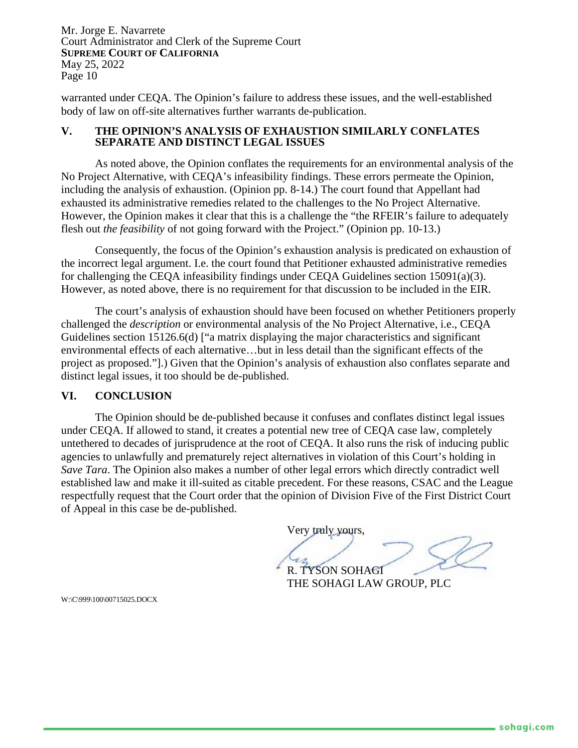warranted under CEQA. The Opinion's failure to address these issues, and the well-established body of law on off-site alternatives further warrants de-publication.

## V. THE OPINION'S ANALYSIS OF EXHAUSTION SIMILARLY CONFLATES SEPARATE AND DISTINCT LEGAL ISSUES

As noted above, the Opinion conflates the requirements for an environmental analysis of the No Project Alternative, with CEQA's infeasibility findings. These errors permeate the Opinion, including the analysis of exhaustion. (Opinion pp. 8-14.) The court found that Appellant had exhausted its administrative remedies related to the challenges to the No Project Alternative. However, the Opinion makes it clear that this is a challenge the "the RFEIR's failure to adequately flesh out *the feasibility* of not going forward with the Project." (Opinion pp. 10-13.)

Consequently, the focus of the Opinion's exhaustion analysis is predicated on exhaustion of the incorrect legal argument. I.e. the court found that Petitioner exhausted administrative remedies for challenging the CEQA infeasibility findings under CEQA Guidelines section 15091(a)(3). However, as noted above, there is no requirement for that discussion to be included in the EIR.

The court's analysis of exhaustion should have been focused on whether Petitioners properly challenged the *description* or environmental analysis of the No Project Alternative, i.e., CEQA Guidelines section 15126.6(d) ["a matrix displaying the major characteristics and significant environmental effects of each alternative…but in less detail than the significant effects of the project as proposed."].) Given that the Opinion's analysis of exhaustion also conflates separate and distinct legal issues, it too should be de-published.

## VI. CONCLUSION

The Opinion should be de-published because it confuses and conflates distinct legal issues under CEQA. If allowed to stand, it creates a potential new tree of CEQA case law, completely untethered to decades of jurisprudence at the root of CEQA. It also runs the risk of inducing public agencies to unlawfully and prematurely reject alternatives in violation of this Court's holding in *Save Tara*. The Opinion also makes a number of other legal errors which directly contradict well established law and make it ill-suited as citable precedent. For these reasons, CSAC and the League respectfully request that the Court order that the opinion of Division Five of the First District Court of Appeal in this case be de-published.

Very truly yours,

R. TYSON SOHAGI
THE SOHAGI LAW GROUP, PLC

W:\C\999\100\00715025.DOCX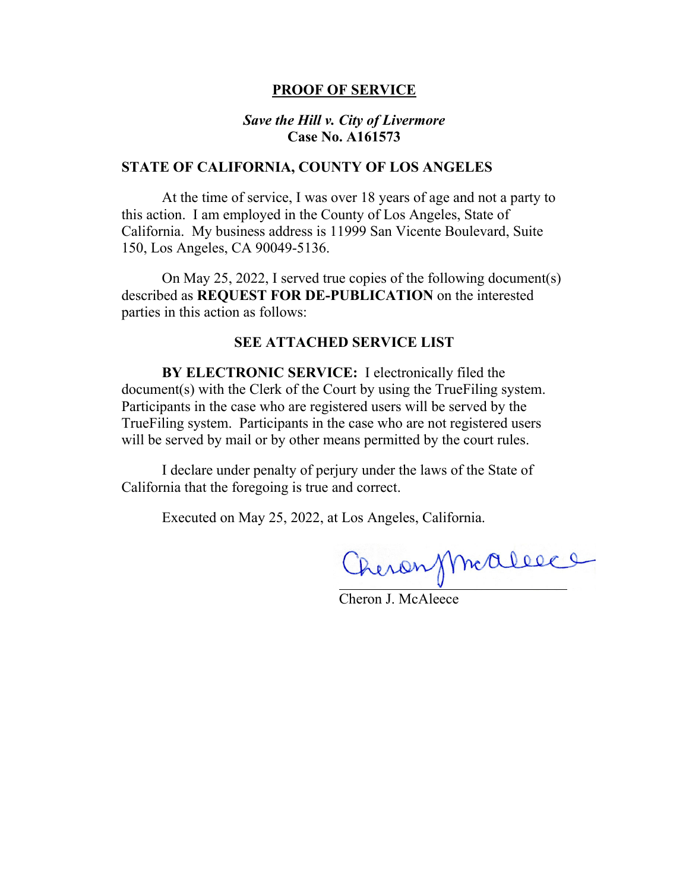# PROOF OF SERVICE

***Save the Hill v. City of Livermore***
**Case No. A161573**

**STATE OF CALIFORNIA, COUNTY OF LOS ANGELES**

At the time of service, I was over 18 years of age and not a party to this action. I am employed in the County of Los Angeles, State of California. My business address is 11999 San Vicente Boulevard, Suite 150, Los Angeles, CA 90049-5136.

On May 25, 2022, I served true copies of the following document(s) described as **REQUEST FOR DE-PUBLICATION** on the interested parties in this action as follows:

**SEE ATTACHED SERVICE LIST**

**BY ELECTRONIC SERVICE:** I electronically filed the document(s) with the Clerk of the Court by using the TrueFiling system. Participants in the case who are registered users will be served by the TrueFiling system. Participants in the case who are not registered users will be served by mail or by other means permitted by the court rules.

I declare under penalty of perjury under the laws of the State of California that the foregoing is true and correct.

Executed on May 25, 2022, at Los Angeles, California.

Cheron J. McAleece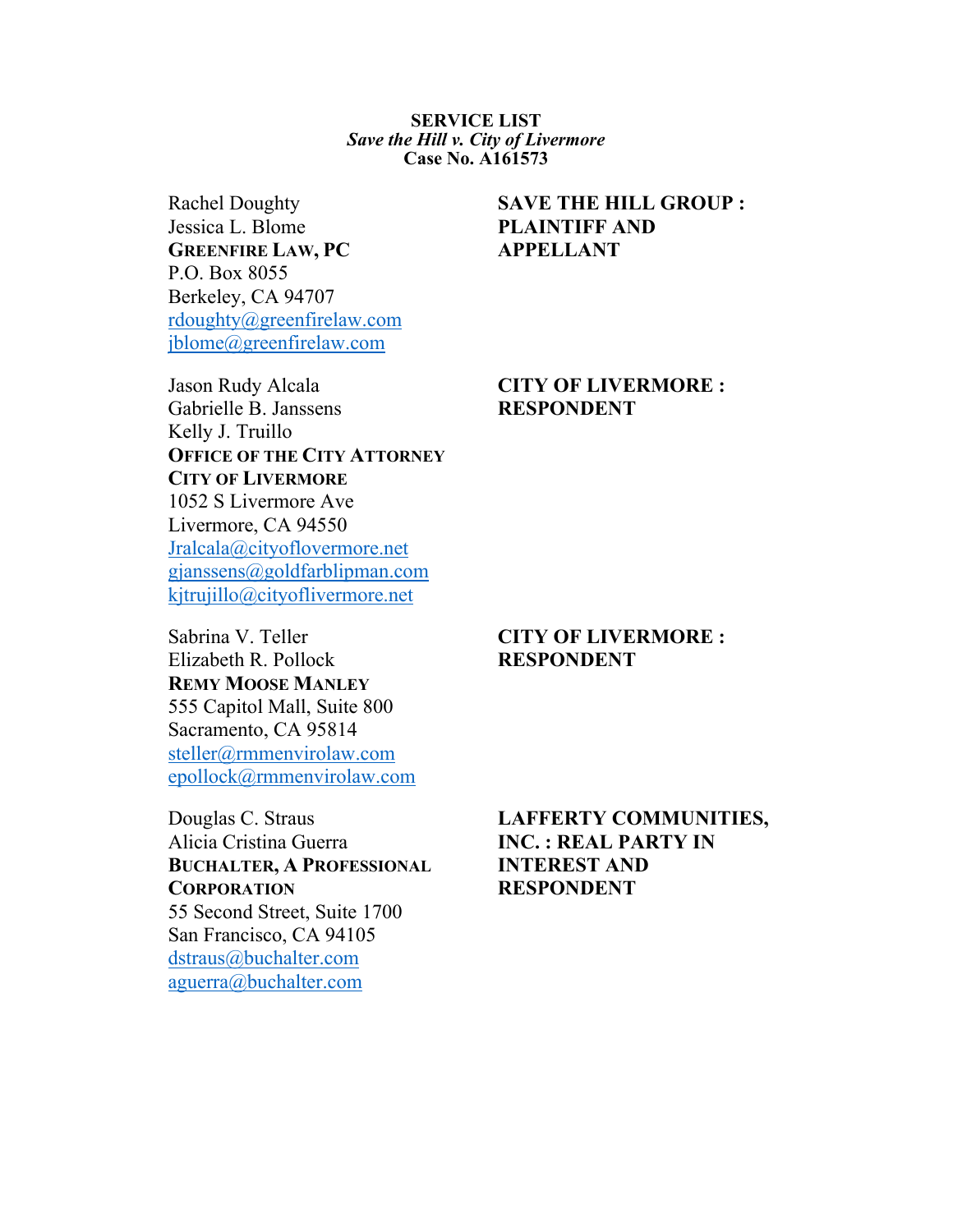**SERVICE LIST**
***Save the Hill v. City of Livermore***
**Case No. A161573**

| | |
|---|---|
| Rachel Doughty<br>Jessica L. Blome<br>**GREENFIRE LAW, PC**<br>P.O. Box 8055<br>Berkeley, CA 94707<br>rdoughty@greenfirelaw.com<br>jblome@greenfirelaw.com | **SAVE THE HILL GROUP : PLAINTIFF AND APPELLANT** |
| Jason Rudy Alcala<br>Gabrielle B. Janssens<br>Kelly J. Truillo<br>**OFFICE OF THE CITY ATTORNEY CITY OF LIVERMORE**<br>1052 S Livermore Ave<br>Livermore, CA 94550<br>Jralcala@cityoflovermore.net<br>gjanssens@goldfarblipman.com<br>kjtrujillo@cityoflivermore.net | **CITY OF LIVERMORE : RESPONDENT** |
| Sabrina V. Teller<br>Elizabeth R. Pollock<br>**REMY MOOSE MANLEY**<br>555 Capitol Mall, Suite 800<br>Sacramento, CA 95814<br>steller@rmmenvirolaw.com<br>epollock@rmmenvirolaw.com | **CITY OF LIVERMORE : RESPONDENT** |
| Douglas C. Straus<br>Alicia Cristina Guerra<br>**BUCHALTER, A PROFESSIONAL CORPORATION**<br>55 Second Street, Suite 1700<br>San Francisco, CA 94105<br>dstraus@buchalter.com<br>aguerra@buchalter.com | **LAFFERTY COMMUNITIES, INC. : REAL PARTY IN INTEREST AND RESPONDENT** |